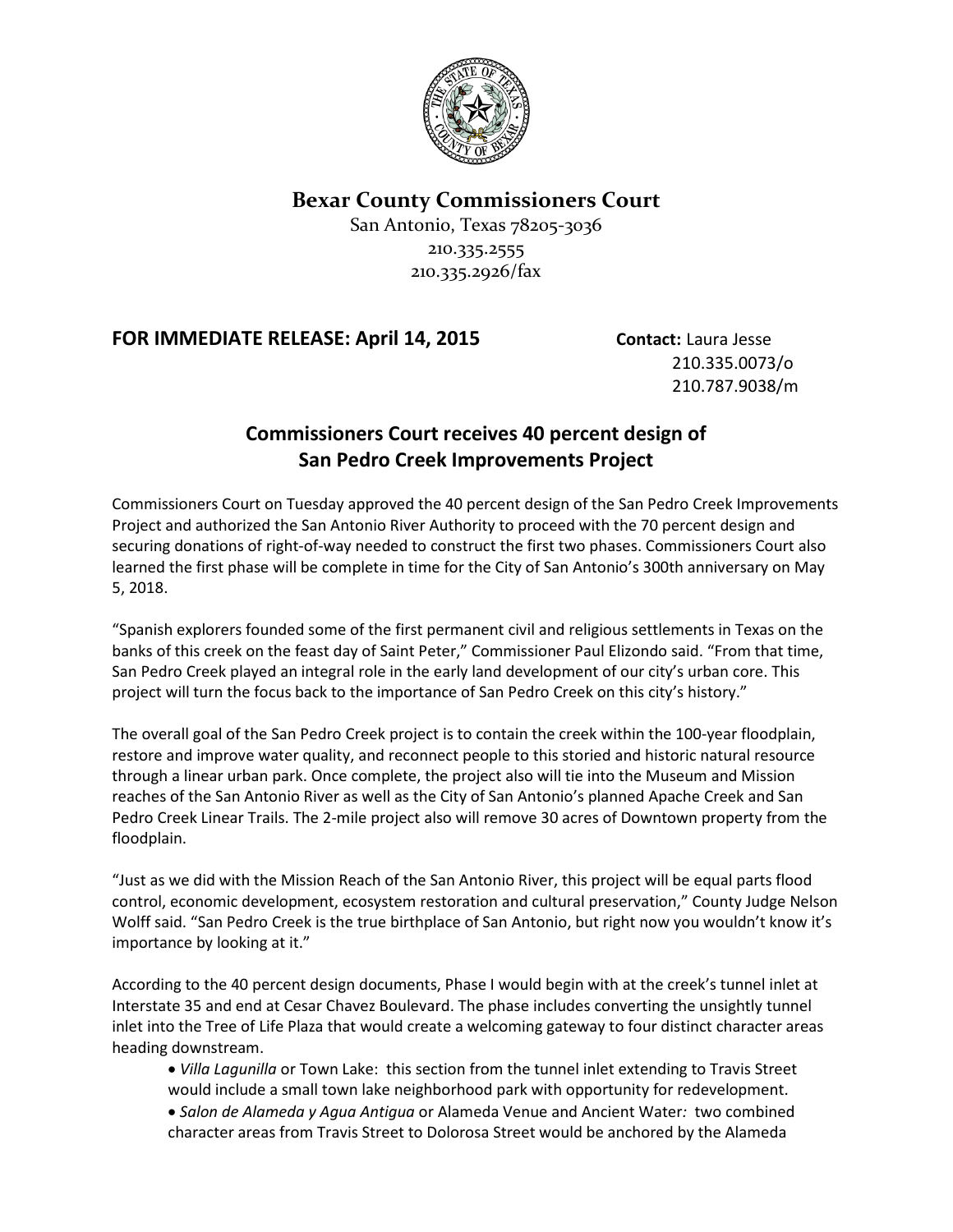# Bexar County Commissioners Court

San Antonio, Texas 78205-3036
210.335.2555
210.335.2926/fax

**FOR IMMEDIATE RELEASE: April 14, 2015**

**Contact:** Laura Jesse
210.335.0073/o
210.787.9038/m

## Commissioners Court receives 40 percent design of San Pedro Creek Improvements Project

Commissioners Court on Tuesday approved the 40 percent design of the San Pedro Creek Improvements Project and authorized the San Antonio River Authority to proceed with the 70 percent design and securing donations of right-of-way needed to construct the first two phases. Commissioners Court also learned the first phase will be complete in time for the City of San Antonio's 300th anniversary on May 5, 2018.

"Spanish explorers founded some of the first permanent civil and religious settlements in Texas on the banks of this creek on the feast day of Saint Peter," Commissioner Paul Elizondo said. "From that time, San Pedro Creek played an integral role in the early land development of our city's urban core. This project will turn the focus back to the importance of San Pedro Creek on this city's history."

The overall goal of the San Pedro Creek project is to contain the creek within the 100-year floodplain, restore and improve water quality, and reconnect people to this storied and historic natural resource through a linear urban park. Once complete, the project also will tie into the Museum and Mission reaches of the San Antonio River as well as the City of San Antonio's planned Apache Creek and San Pedro Creek Linear Trails. The 2-mile project also will remove 30 acres of Downtown property from the floodplain.

"Just as we did with the Mission Reach of the San Antonio River, this project will be equal parts flood control, economic development, ecosystem restoration and cultural preservation," County Judge Nelson Wolff said. "San Pedro Creek is the true birthplace of San Antonio, but right now you wouldn't know it's importance by looking at it."

According to the 40 percent design documents, Phase I would begin with at the creek's tunnel inlet at Interstate 35 and end at Cesar Chavez Boulevard. The phase includes converting the unsightly tunnel inlet into the Tree of Life Plaza that would create a welcoming gateway to four distinct character areas heading downstream.

- *Villa Lagunilla* or Town Lake: this section from the tunnel inlet extending to Travis Street would include a small town lake neighborhood park with opportunity for redevelopment.
- *Salon de Alameda y Agua Antigua* or Alameda Venue and Ancient Water*:* two combined character areas from Travis Street to Dolorosa Street would be anchored by the Alameda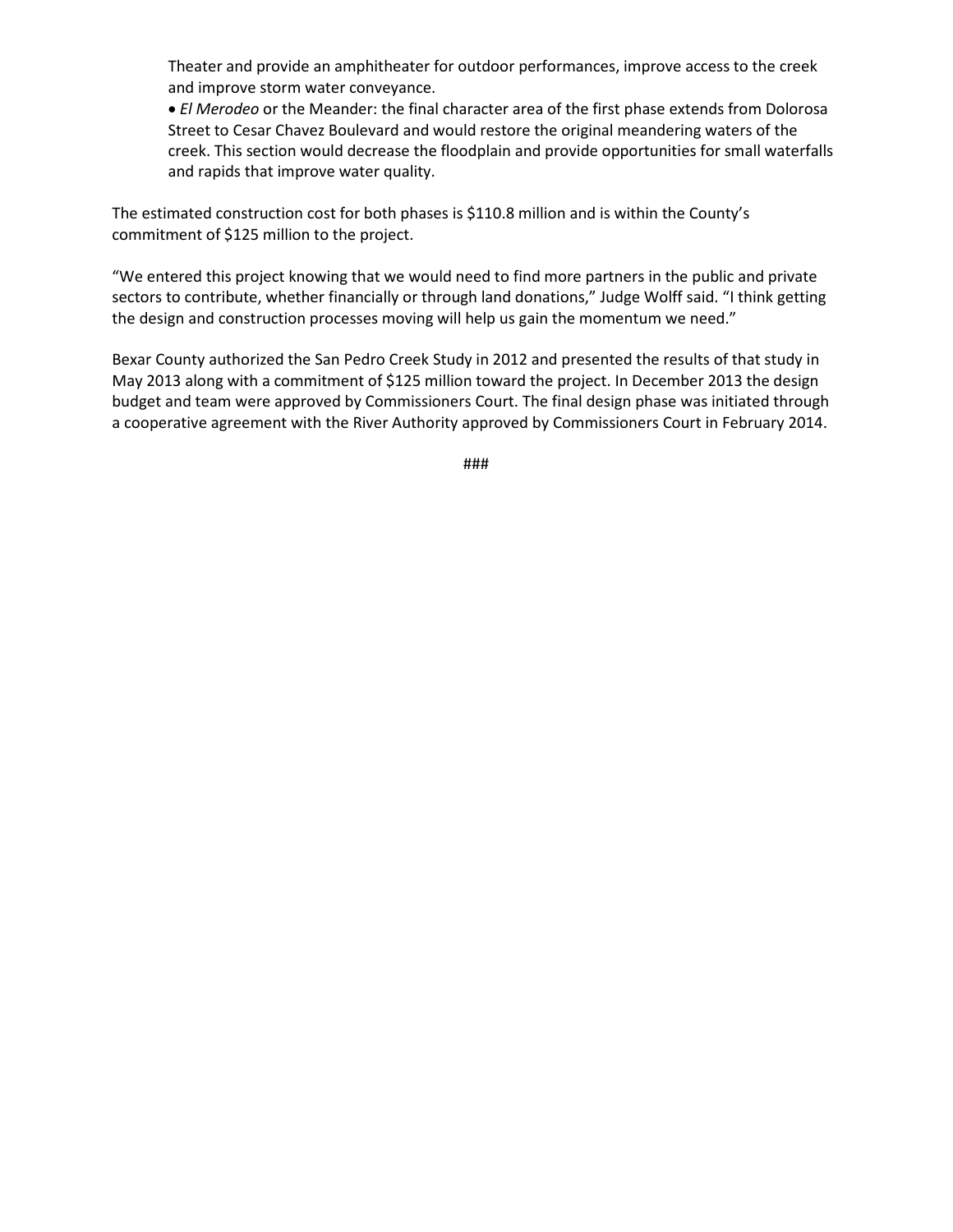Theater and provide an amphitheater for outdoor performances, improve access to the creek and improve storm water conveyance.

- *El Merodeo* or the Meander: the final character area of the first phase extends from Dolorosa Street to Cesar Chavez Boulevard and would restore the original meandering waters of the creek. This section would decrease the floodplain and provide opportunities for small waterfalls and rapids that improve water quality.

The estimated construction cost for both phases is $110.8 million and is within the County's commitment of $125 million to the project.

"We entered this project knowing that we would need to find more partners in the public and private sectors to contribute, whether financially or through land donations," Judge Wolff said. "I think getting the design and construction processes moving will help us gain the momentum we need."

Bexar County authorized the San Pedro Creek Study in 2012 and presented the results of that study in May 2013 along with a commitment of $125 million toward the project. In December 2013 the design budget and team were approved by Commissioners Court. The final design phase was initiated through a cooperative agreement with the River Authority approved by Commissioners Court in February 2014.

###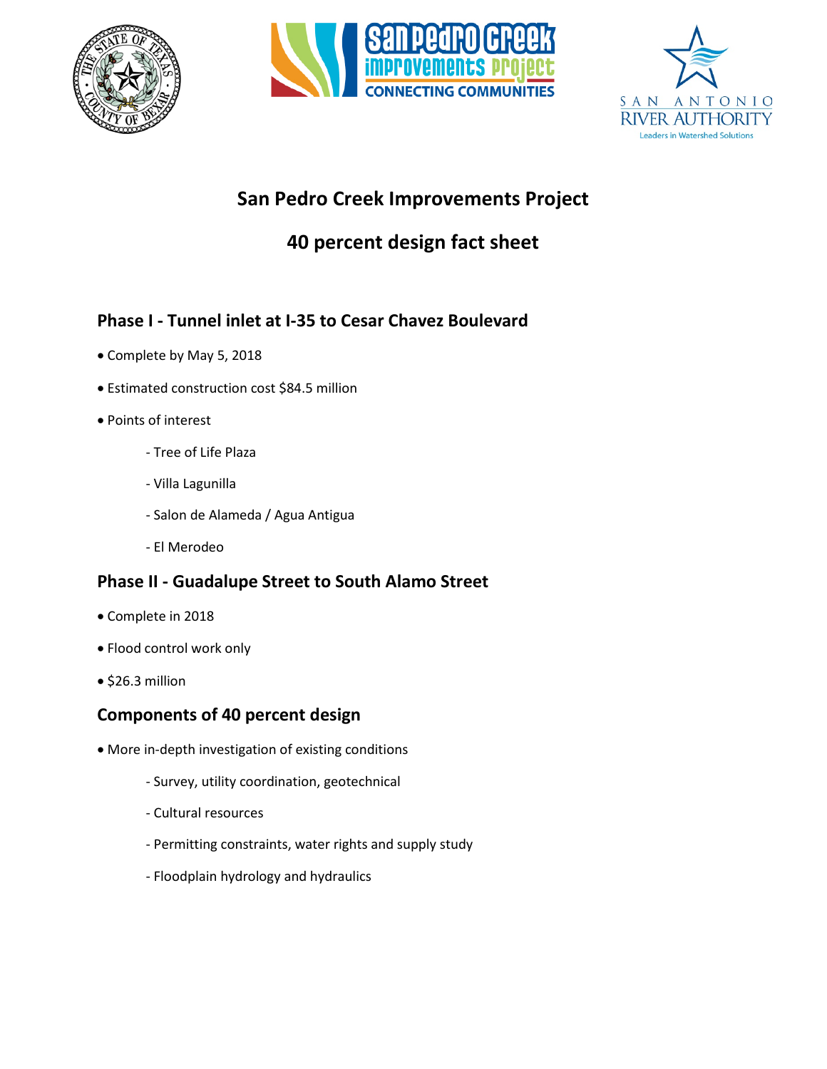# San Pedro Creek Improvements Project

# 40 percent design fact sheet

## Phase I - Tunnel inlet at I-35 to Cesar Chavez Boulevard

- Complete by May 5, 2018
- Estimated construction cost $84.5 million
- Points of interest
  - Tree of Life Plaza
  - Villa Lagunilla
  - Salon de Alameda / Agua Antigua
  - El Merodeo

## Phase II - Guadalupe Street to South Alamo Street

- Complete in 2018
- Flood control work only
- $26.3 million

## Components of 40 percent design

- More in-depth investigation of existing conditions
  - Survey, utility coordination, geotechnical
  - Cultural resources
  - Permitting constraints, water rights and supply study
  - Floodplain hydrology and hydraulics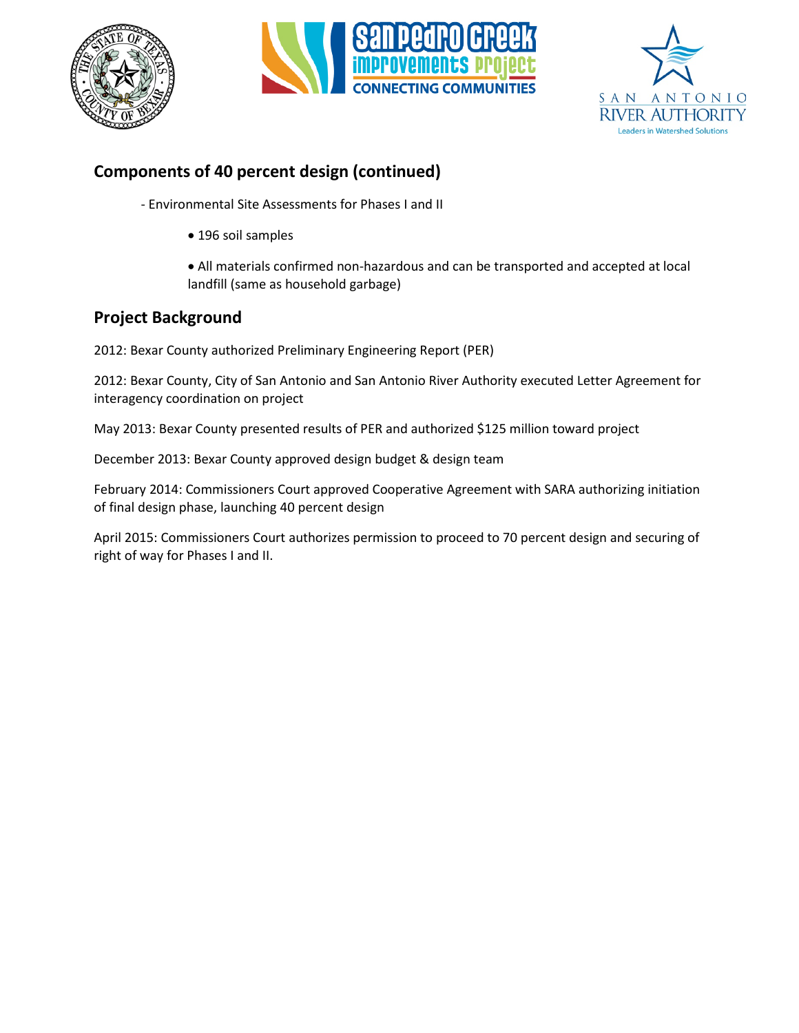## Components of 40 percent design (continued)

- Environmental Site Assessments for Phases I and II

    - 196 soil samples

    - All materials confirmed non-hazardous and can be transported and accepted at local landfill (same as household garbage)

## Project Background

2012: Bexar County authorized Preliminary Engineering Report (PER)

2012: Bexar County, City of San Antonio and San Antonio River Authority executed Letter Agreement for interagency coordination on project

May 2013: Bexar County presented results of PER and authorized $125 million toward project

December 2013: Bexar County approved design budget & design team

February 2014: Commissioners Court approved Cooperative Agreement with SARA authorizing initiation of final design phase, launching 40 percent design

April 2015: Commissioners Court authorizes permission to proceed to 70 percent design and securing of right of way for Phases I and II.